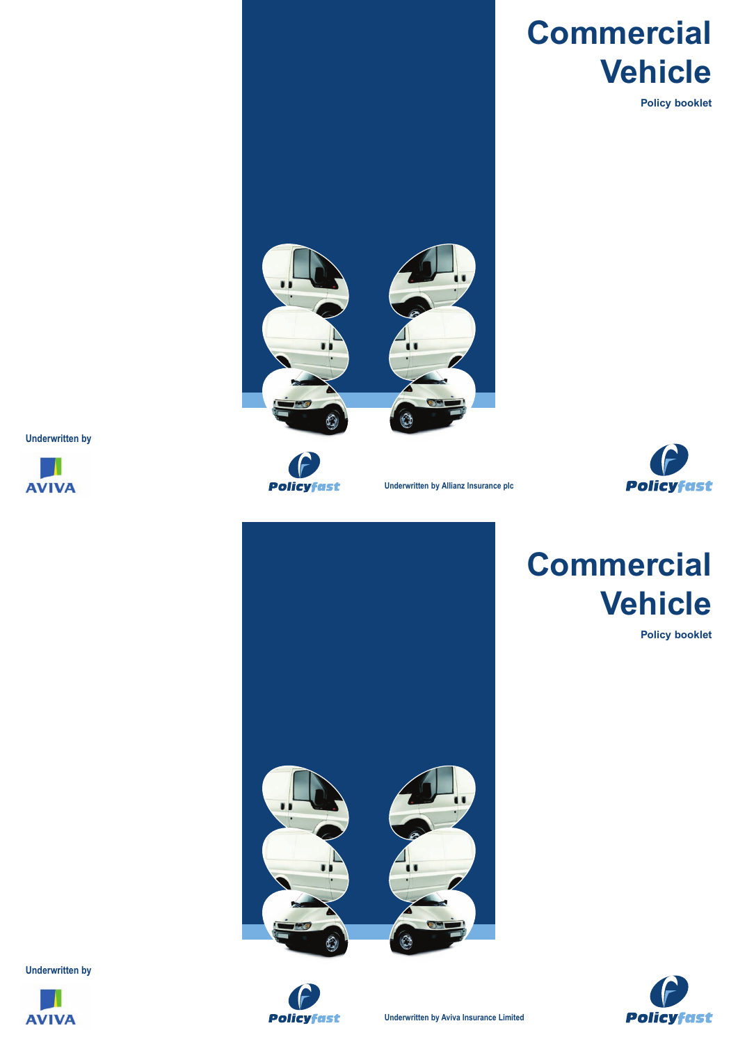# Commercial Vehicle

Policy booklet

Underwritten by

AVIVA

Policyfast

Underwritten by Allianz Insurance plc

Policyfast

# Commercial Vehicle

Policy booklet

Underwritten by

AVIVA

Policyfast

Underwritten by Aviva Insurance Limited

Policyfast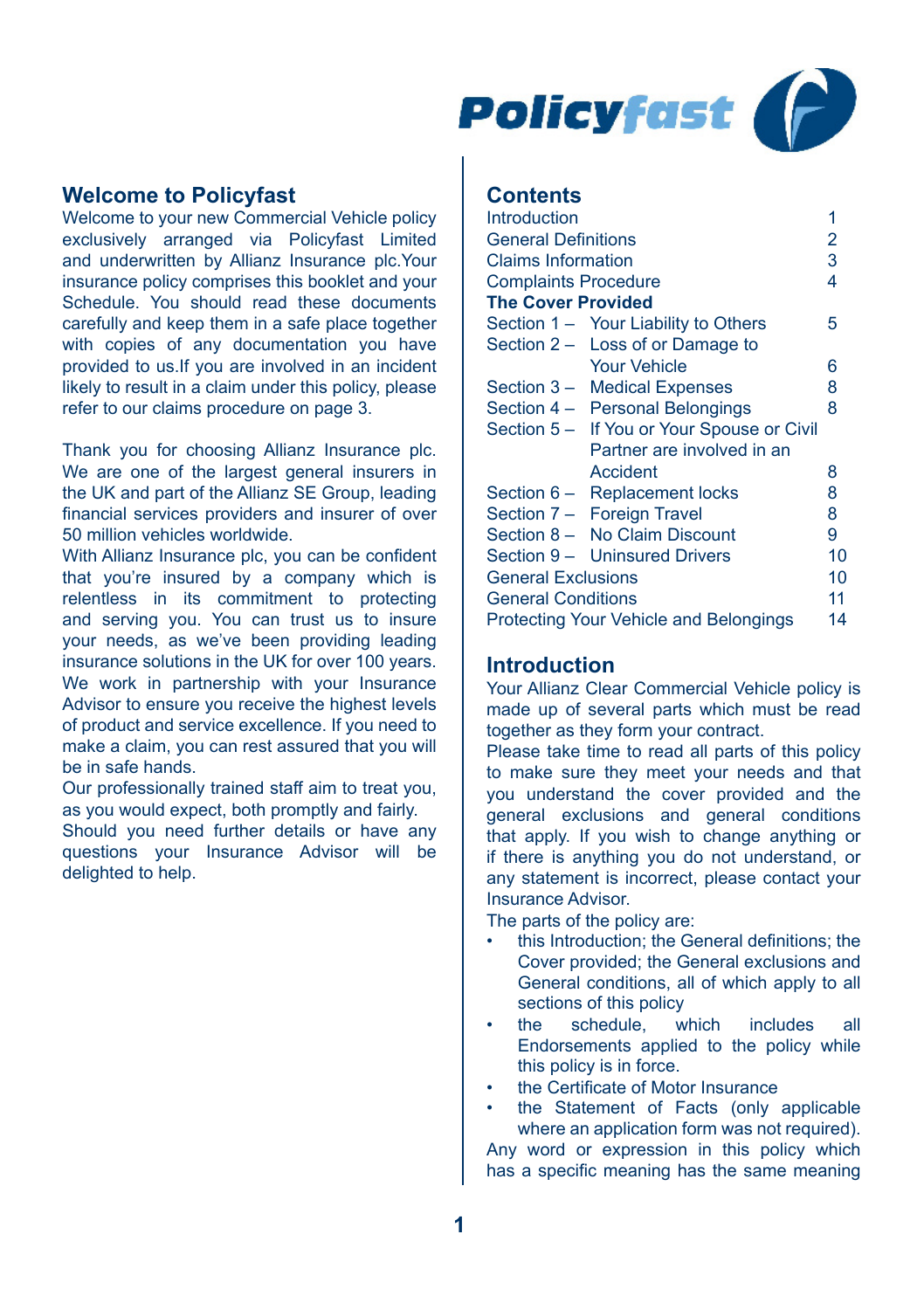## Welcome to Policyfast

Welcome to your new Commercial Vehicle policy exclusively arranged via Policyfast Limited and underwritten by Allianz Insurance plc.Your insurance policy comprises this booklet and your Schedule. You should read these documents carefully and keep them in a safe place together with copies of any documentation you have provided to us.If you are involved in an incident likely to result in a claim under this policy, please refer to our claims procedure on page 3.

Thank you for choosing Allianz Insurance plc. We are one of the largest general insurers in the UK and part of the Allianz SE Group, leading financial services providers and insurer of over 50 million vehicles worldwide.

With Allianz Insurance plc, you can be confident that you're insured by a company which is relentless in its commitment to protecting and serving you. You can trust us to insure your needs, as we've been providing leading insurance solutions in the UK for over 100 years. We work in partnership with your Insurance Advisor to ensure you receive the highest levels of product and service excellence. If you need to make a claim, you can rest assured that you will be in safe hands.

Our professionally trained staff aim to treat you, as you would expect, both promptly and fairly. Should you need further details or have any questions your Insurance Advisor will be delighted to help.

## Contents

| | |
|---|---|
| Introduction | 1 |
| General Definitions | 2 |
| Claims Information | 3 |
| Complaints Procedure | 4 |
| **The Cover Provided** | |
| Section 1 – Your Liability to Others | 5 |
| Section 2 – Loss of or Damage to Your Vehicle | 6 |
| Section 3 – Medical Expenses | 8 |
| Section 4 – Personal Belongings | 8 |
| Section 5 – If You or Your Spouse or Civil Partner are involved in an Accident | 8 |
| Section 6 – Replacement locks | 8 |
| Section 7 – Foreign Travel | 8 |
| Section 8 – No Claim Discount | 9 |
| Section 9 – Uninsured Drivers | 10 |
| General Exclusions | 10 |
| General Conditions | 11 |
| Protecting Your Vehicle and Belongings | 14 |

## Introduction

Your Allianz Clear Commercial Vehicle policy is made up of several parts which must be read together as they form your contract.

Please take time to read all parts of this policy to make sure they meet your needs and that you understand the cover provided and the general exclusions and general conditions that apply. If you wish to change anything or if there is anything you do not understand, or any statement is incorrect, please contact your Insurance Advisor.

The parts of the policy are:

- this Introduction; the General definitions; the Cover provided; the General exclusions and General conditions, all of which apply to all sections of this policy
- the schedule, which includes all Endorsements applied to the policy while this policy is in force.
- the Certificate of Motor Insurance
- the Statement of Facts (only applicable where an application form was not required).

Any word or expression in this policy which has a specific meaning has the same meaning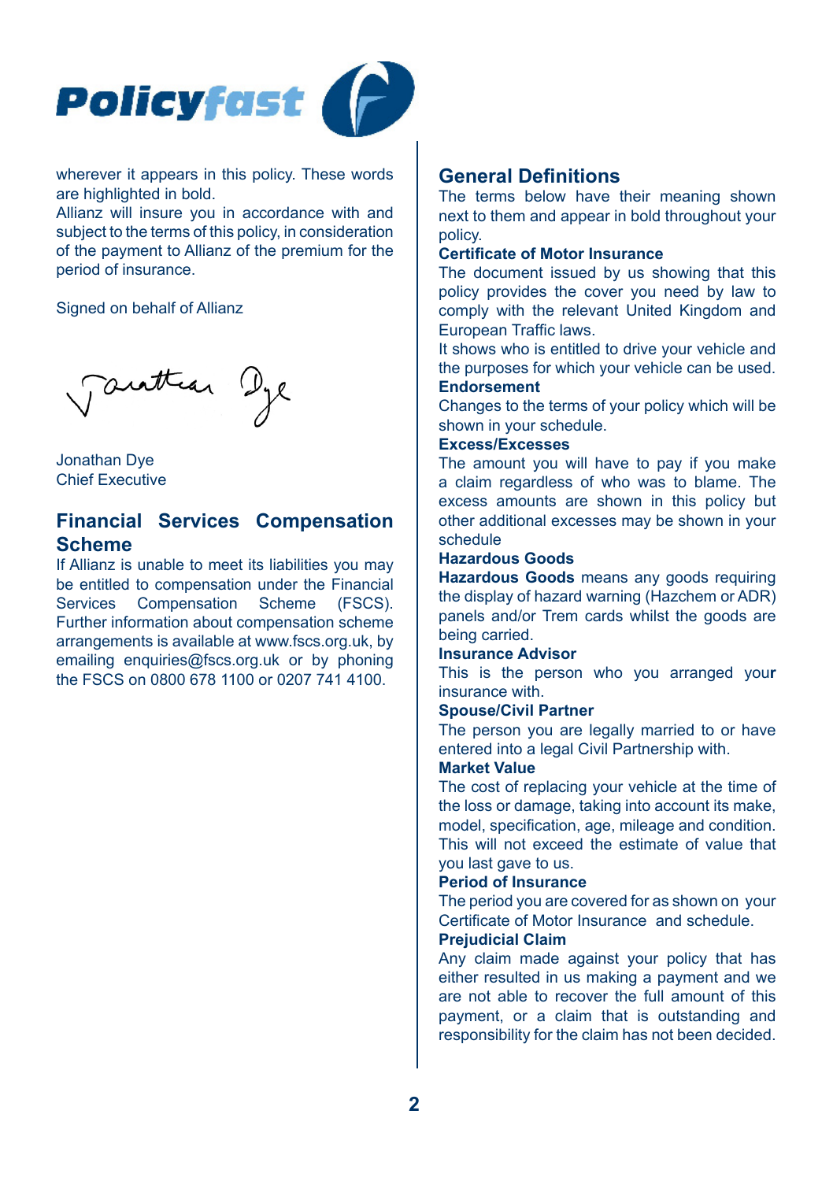wherever it appears in this policy. These words are highlighted in bold.

Allianz will insure you in accordance with and subject to the terms of this policy, in consideration of the payment to Allianz of the premium for the period of insurance.

Signed on behalf of Allianz

Jonathan Dye
Chief Executive

## Financial Services Compensation Scheme

If Allianz is unable to meet its liabilities you may be entitled to compensation under the Financial Services Compensation Scheme (FSCS). Further information about compensation scheme arrangements is available at www.fscs.org.uk, by emailing enquiries@fscs.org.uk or by phoning the FSCS on 0800 678 1100 or 0207 741 4100.

## General Definitions

The terms below have their meaning shown next to them and appear in bold throughout your policy.

**Certificate of Motor Insurance**

The document issued by us showing that this policy provides the cover you need by law to comply with the relevant United Kingdom and European Traffic laws.

It shows who is entitled to drive your vehicle and the purposes for which your vehicle can be used.

**Endorsement**

Changes to the terms of your policy which will be shown in your schedule.

**Excess/Excesses**

The amount you will have to pay if you make a claim regardless of who was to blame. The excess amounts are shown in this policy but other additional excesses may be shown in your schedule

**Hazardous Goods**

**Hazardous Goods** means any goods requiring the display of hazard warning (Hazchem or ADR) panels and/or Trem cards whilst the goods are being carried.

**Insurance Advisor**

This is the person who you arranged your insurance with.

**Spouse/Civil Partner**

The person you are legally married to or have entered into a legal Civil Partnership with.

**Market Value**

The cost of replacing your vehicle at the time of the loss or damage, taking into account its make, model, specification, age, mileage and condition. This will not exceed the estimate of value that you last gave to us.

**Period of Insurance**

The period you are covered for as shown on your Certificate of Motor Insurance and schedule.

**Prejudicial Claim**

Any claim made against your policy that has either resulted in us making a payment and we are not able to recover the full amount of this payment, or a claim that is outstanding and responsibility for the claim has not been decided.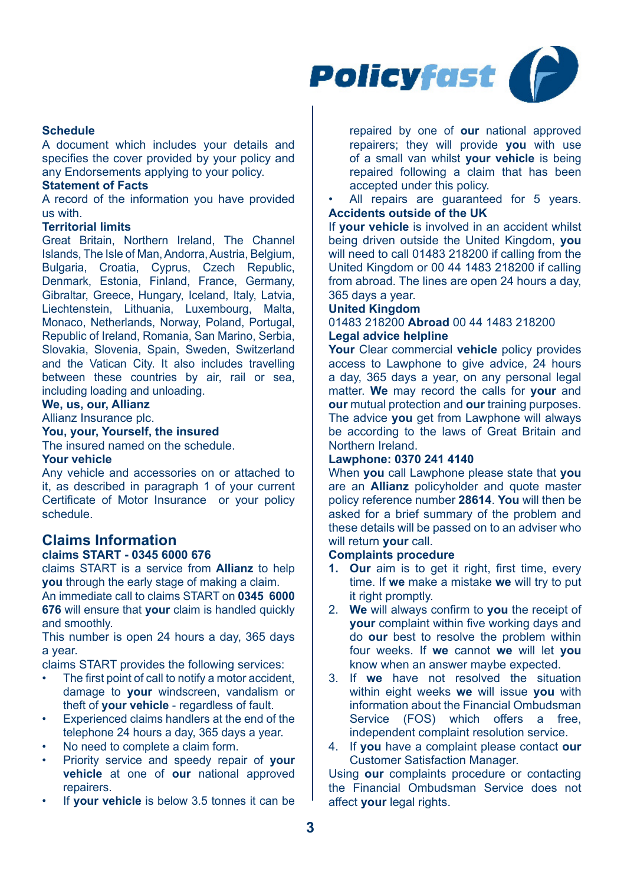**Schedule**

A document which includes your details and specifies the cover provided by your policy and any Endorsements applying to your policy.

**Statement of Facts**

A record of the information you have provided us with.

**Territorial limits**

Great Britain, Northern Ireland, The Channel Islands, The Isle of Man, Andorra, Austria, Belgium, Bulgaria, Croatia, Cyprus, Czech Republic, Denmark, Estonia, Finland, France, Germany, Gibraltar, Greece, Hungary, Iceland, Italy, Latvia, Liechtenstein, Lithuania, Luxembourg, Malta, Monaco, Netherlands, Norway, Poland, Portugal, Republic of Ireland, Romania, San Marino, Serbia, Slovakia, Slovenia, Spain, Sweden, Switzerland and the Vatican City. It also includes travelling between these countries by air, rail or sea, including loading and unloading.

**We, us, our, Allianz**

Allianz Insurance plc.

**You, your, Yourself, the insured**

The insured named on the schedule.

**Your vehicle**

Any vehicle and accessories on or attached to it, as described in paragraph 1 of your current Certificate of Motor Insurance or your policy schedule.

## Claims Information

**claims START - 0345 6000 676**

claims START is a service from **Allianz** to help **you** through the early stage of making a claim.

An immediate call to claims START on **0345 6000 676** will ensure that **your** claim is handled quickly and smoothly.

This number is open 24 hours a day, 365 days a year.

claims START provides the following services:

- The first point of call to notify a motor accident, damage to **your** windscreen, vandalism or theft of **your vehicle** - regardless of fault.
- Experienced claims handlers at the end of the telephone 24 hours a day, 365 days a year.
- No need to complete a claim form.
- Priority service and speedy repair of **your vehicle** at one of **our** national approved repairers.
- If **your vehicle** is below 3.5 tonnes it can be repaired by one of **our** national approved repairers; they will provide **you** with use of a small van whilst **your vehicle** is being repaired following a claim that has been accepted under this policy.
- All repairs are guaranteed for 5 years.

**Accidents outside of the UK**

If **your vehicle** is involved in an accident whilst being driven outside the United Kingdom, **you** will need to call 01483 218200 if calling from the United Kingdom or 00 44 1483 218200 if calling from abroad. The lines are open 24 hours a day, 365 days a year.

**United Kingdom**

01483 218200 **Abroad** 00 44 1483 218200

**Legal advice helpline**

**Your** Clear commercial **vehicle** policy provides access to Lawphone to give advice, 24 hours a day, 365 days a year, on any personal legal matter. **We** may record the calls for **your** and **our** mutual protection and **our** training purposes. The advice **you** get from Lawphone will always be according to the laws of Great Britain and Northern Ireland.

**Lawphone: 0370 241 4140**

When **you** call Lawphone please state that **you** are an **Allianz** policyholder and quote master policy reference number **28614**. **You** will then be asked for a brief summary of the problem and these details will be passed on to an adviser who will return **your** call.

**Complaints procedure**

1. **Our** aim is to get it right, first time, every time. If **we** make a mistake **we** will try to put it right promptly.
2. **We** will always confirm to **you** the receipt of **your** complaint within five working days and do **our** best to resolve the problem within four weeks. If **we** cannot **we** will let **you** know when an answer maybe expected.
3. If **we** have not resolved the situation within eight weeks **we** will issue **you** with information about the Financial Ombudsman Service (FOS) which offers a free, independent complaint resolution service.
4. If **you** have a complaint please contact **our** Customer Satisfaction Manager.

Using **our** complaints procedure or contacting the Financial Ombudsman Service does not affect **your** legal rights.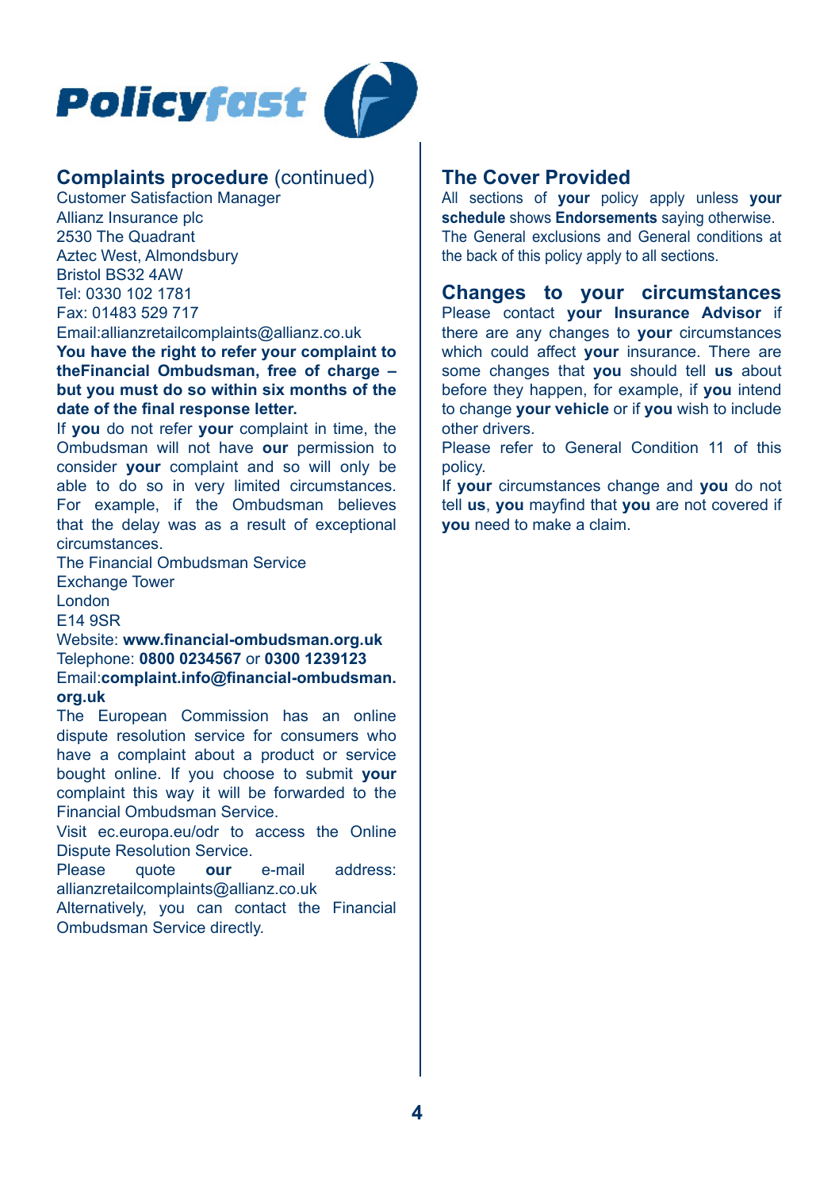## Complaints procedure (continued)

Customer Satisfaction Manager
Allianz Insurance plc
2530 The Quadrant
Aztec West, Almondsbury
Bristol BS32 4AW
Tel: 0330 102 1781
Fax: 01483 529 717
Email:allianzretailcomplaints@allianz.co.uk

**You have the right to refer your complaint to theFinancial Ombudsman, free of charge – but you must do so within six months of the date of the final response letter.**

If **you** do not refer **your** complaint in time, the Ombudsman will not have **our** permission to consider **your** complaint and so will only be able to do so in very limited circumstances. For example, if the Ombudsman believes that the delay was as a result of exceptional circumstances.

The Financial Ombudsman Service
Exchange Tower
London
E14 9SR
Website: **www.financial-ombudsman.org.uk**
Telephone: **0800 0234567** or **0300 1239123**
Email:**complaint.info@financial-ombudsman.org.uk**

The European Commission has an online dispute resolution service for consumers who have a complaint about a product or service bought online. If you choose to submit **your** complaint this way it will be forwarded to the Financial Ombudsman Service.

Visit ec.europa.eu/odr to access the Online Dispute Resolution Service.

Please quote **our** e-mail address: allianzretailcomplaints@allianz.co.uk

Alternatively, you can contact the Financial Ombudsman Service directly.

## The Cover Provided

All sections of **your** policy apply unless **your schedule** shows **Endorsements** saying otherwise. The General exclusions and General conditions at the back of this policy apply to all sections.

## Changes to your circumstances

Please contact **your Insurance Advisor** if there are any changes to **your** circumstances which could affect **your** insurance. There are some changes that **you** should tell **us** about before they happen, for example, if **you** intend to change **your vehicle** or if **you** wish to include other drivers.

Please refer to General Condition 11 of this policy.

If **your** circumstances change and **you** do not tell **us**, **you** mayfind that **you** are not covered if **you** need to make a claim.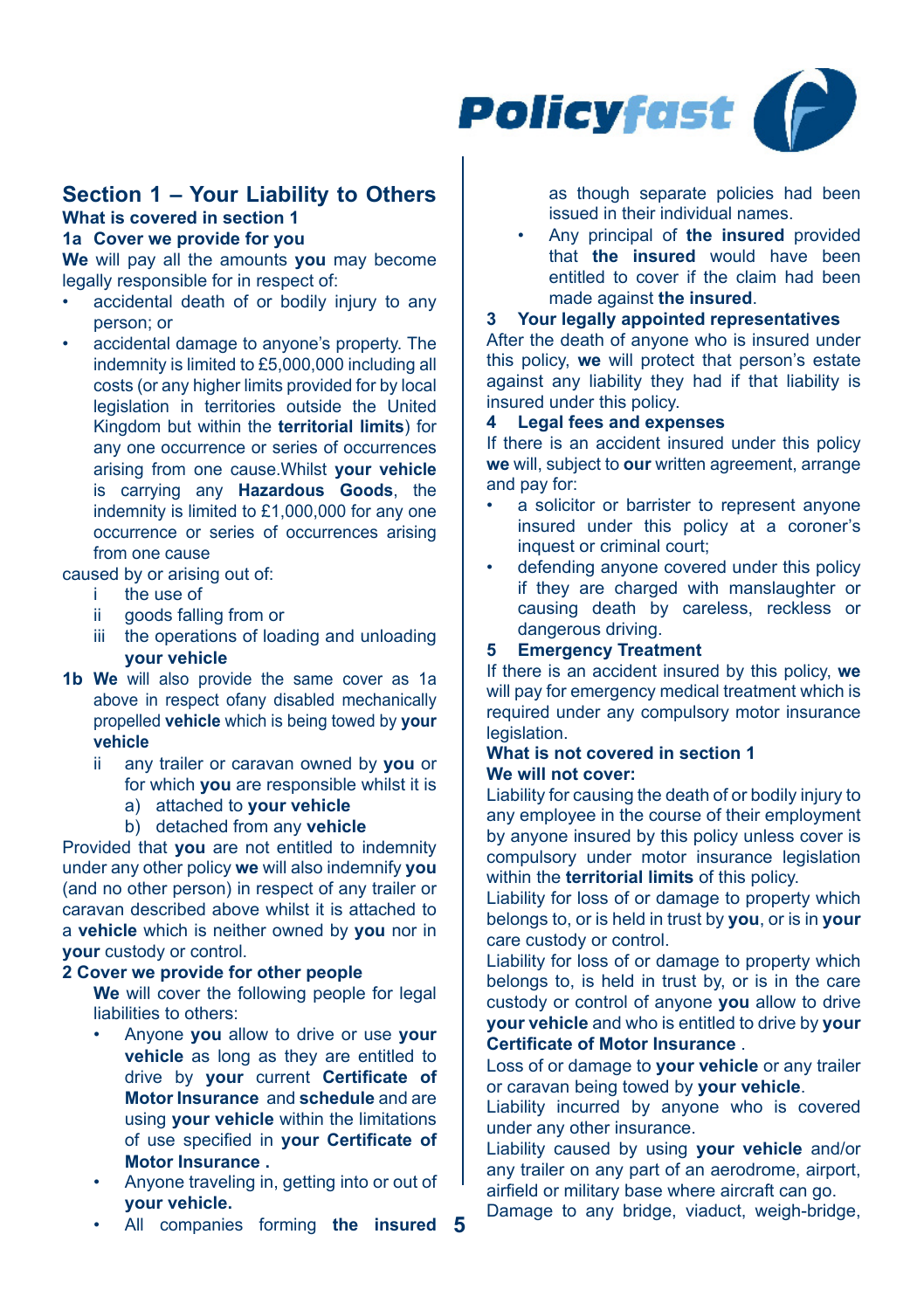## Section 1 – Your Liability to Others

### What is covered in section 1

### 1a Cover we provide for you

**We** will pay all the amounts **you** may become legally responsible for in respect of:

- accidental death of or bodily injury to any person; or
- accidental damage to anyone's property. The indemnity is limited to £5,000,000 including all costs (or any higher limits provided for by local legislation in territories outside the United Kingdom but within the **territorial limits**) for any one occurrence or series of occurrences arising from one cause.Whilst **your vehicle** is carrying any **Hazardous Goods**, the indemnity is limited to £1,000,000 for any one occurrence or series of occurrences arising from one cause

caused by or arising out of:

- i the use of
- ii goods falling from or
- iii the operations of loading and unloading **your vehicle**

**1b We** will also provide the same cover as 1a above in respect ofany disabled mechanically propelled **vehicle** which is being towed by **your vehicle**

- ii any trailer or caravan owned by **you** or for which **you** are responsible whilst it is
  - a) attached to **your vehicle**
  - b) detached from any **vehicle**

Provided that **you** are not entitled to indemnity under any other policy **we** will also indemnify **you** (and no other person) in respect of any trailer or caravan described above whilst it is attached to a **vehicle** which is neither owned by **you** nor in **your** custody or control.

### 2 Cover we provide for other people

**We** will cover the following people for legal liabilities to others:

- Anyone **you** allow to drive or use **your vehicle** as long as they are entitled to drive by **your** current **Certificate of Motor Insurance** and **schedule** and are using **your vehicle** within the limitations of use specified in **your Certificate of Motor Insurance .**
- Anyone traveling in, getting into or out of **your vehicle.**
- All companies forming **the insured** as though separate policies had been issued in their individual names.
- Any principal of **the insured** provided that **the insured** would have been entitled to cover if the claim had been made against **the insured**.

### 3 Your legally appointed representatives

After the death of anyone who is insured under this policy, **we** will protect that person's estate against any liability they had if that liability is insured under this policy.

### 4 Legal fees and expenses

If there is an accident insured under this policy **we** will, subject to **our** written agreement, arrange and pay for:

- a solicitor or barrister to represent anyone insured under this policy at a coroner's inquest or criminal court;
- defending anyone covered under this policy if they are charged with manslaughter or causing death by careless, reckless or dangerous driving.

### 5 Emergency Treatment

If there is an accident insured by this policy, **we** will pay for emergency medical treatment which is required under any compulsory motor insurance legislation.

### What is not covered in section 1

**We will not cover:**

Liability for causing the death of or bodily injury to any employee in the course of their employment by anyone insured by this policy unless cover is compulsory under motor insurance legislation within the **territorial limits** of this policy.

Liability for loss of or damage to property which belongs to, or is held in trust by **you**, or is in **your** care custody or control.

Liability for loss of or damage to property which belongs to, is held in trust by, or is in the care custody or control of anyone **you** allow to drive **your vehicle** and who is entitled to drive by **your Certificate of Motor Insurance** .

Loss of or damage to **your vehicle** or any trailer or caravan being towed by **your vehicle**.

Liability incurred by anyone who is covered under any other insurance.

Liability caused by using **your vehicle** and/or any trailer on any part of an aerodrome, airport, airfield or military base where aircraft can go.

Damage to any bridge, viaduct, weigh-bridge,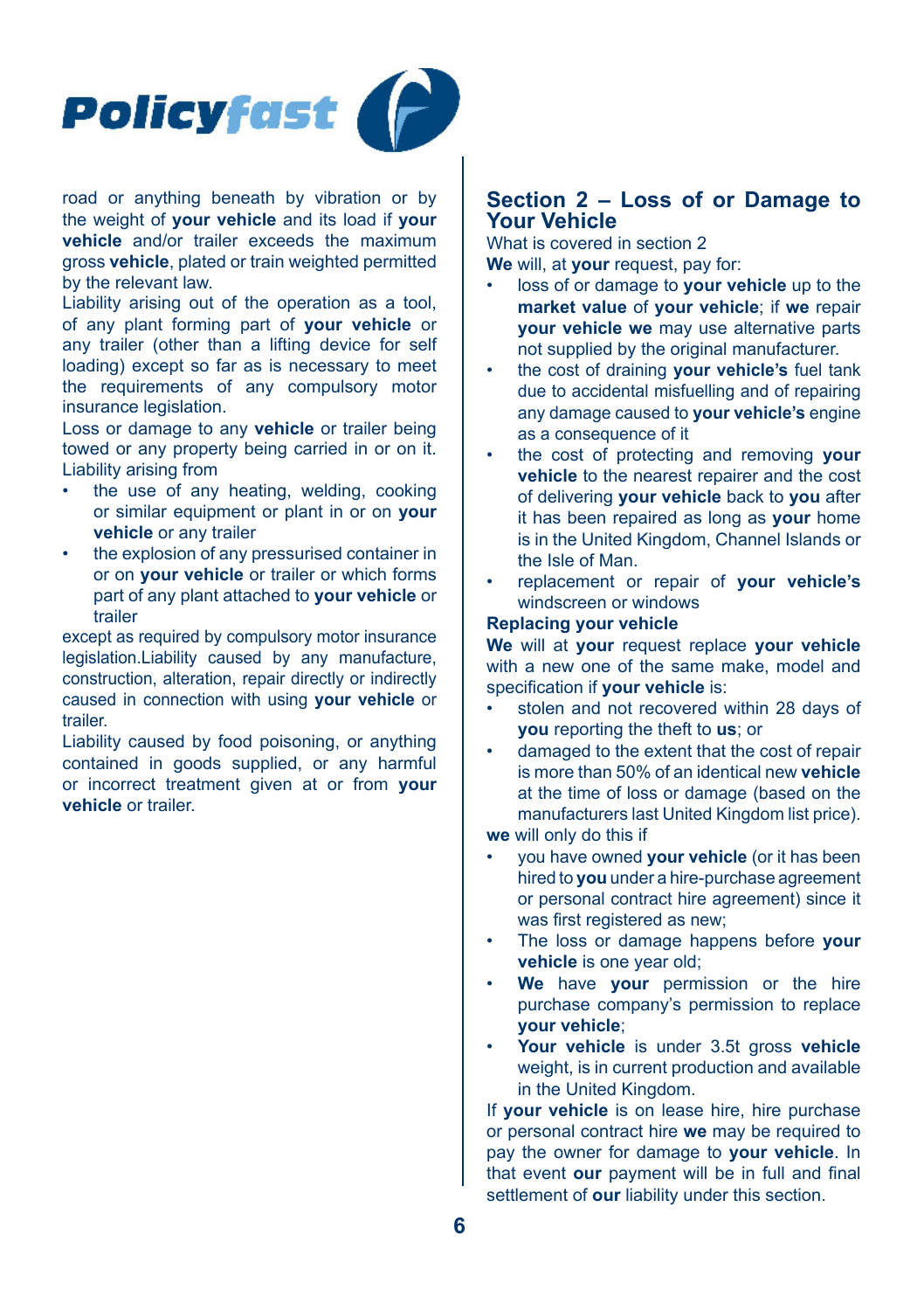road or anything beneath by vibration or by the weight of **your vehicle** and its load if **your vehicle** and/or trailer exceeds the maximum gross **vehicle**, plated or train weighted permitted by the relevant law.

Liability arising out of the operation as a tool, of any plant forming part of **your vehicle** or any trailer (other than a lifting device for self loading) except so far as is necessary to meet the requirements of any compulsory motor insurance legislation.

Loss or damage to any **vehicle** or trailer being towed or any property being carried in or on it.

Liability arising from

- the use of any heating, welding, cooking or similar equipment or plant in or on **your vehicle** or any trailer
- the explosion of any pressurised container in or on **your vehicle** or trailer or which forms part of any plant attached to **your vehicle** or trailer

except as required by compulsory motor insurance legislation.Liability caused by any manufacture, construction, alteration, repair directly or indirectly caused in connection with using **your vehicle** or trailer.

Liability caused by food poisoning, or anything contained in goods supplied, or any harmful or incorrect treatment given at or from **your vehicle** or trailer.

## Section 2 – Loss of or Damage to Your Vehicle

What is covered in section 2

**We** will, at **your** request, pay for:

- loss of or damage to **your vehicle** up to the **market value** of **your vehicle**; if **we** repair **your vehicle we** may use alternative parts not supplied by the original manufacturer.
- the cost of draining **your vehicle's** fuel tank due to accidental misfuelling and of repairing any damage caused to **your vehicle's** engine as a consequence of it
- the cost of protecting and removing **your vehicle** to the nearest repairer and the cost of delivering **your vehicle** back to **you** after it has been repaired as long as **your** home is in the United Kingdom, Channel Islands or the Isle of Man.
- replacement or repair of **your vehicle's** windscreen or windows

**Replacing your vehicle**

**We** will at **your** request replace **your vehicle** with a new one of the same make, model and specification if **your vehicle** is:

- stolen and not recovered within 28 days of **you** reporting the theft to **us**; or
- damaged to the extent that the cost of repair is more than 50% of an identical new **vehicle** at the time of loss or damage (based on the manufacturers last United Kingdom list price).

**we** will only do this if

- you have owned **your vehicle** (or it has been hired to **you** under a hire-purchase agreement or personal contract hire agreement) since it was first registered as new;
- The loss or damage happens before **your vehicle** is one year old;
- **We** have **your** permission or the hire purchase company's permission to replace **your vehicle**;
- **Your vehicle** is under 3.5t gross **vehicle** weight, is in current production and available in the United Kingdom.

If **your vehicle** is on lease hire, hire purchase or personal contract hire **we** may be required to pay the owner for damage to **your vehicle**. In that event **our** payment will be in full and final settlement of **our** liability under this section.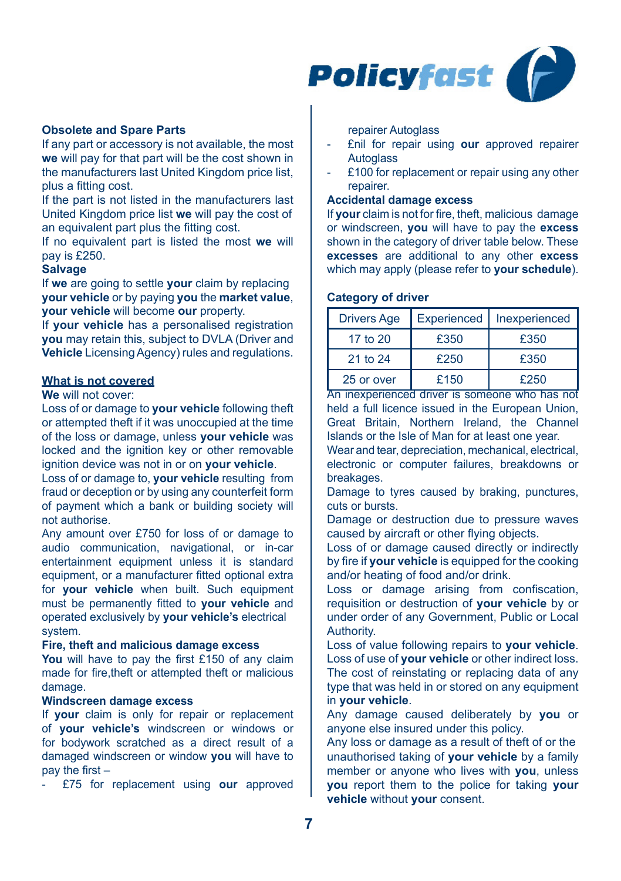**Obsolete and Spare Parts**

If any part or accessory is not available, the most **we** will pay for that part will be the cost shown in the manufacturers last United Kingdom price list, plus a fitting cost.

If the part is not listed in the manufacturers last United Kingdom price list **we** will pay the cost of an equivalent part plus the fitting cost.

If no equivalent part is listed the most **we** will pay is £250.

**Salvage**

If **we** are going to settle **your** claim by replacing **your vehicle** or by paying **you** the **market value**, **your vehicle** will become **our** property.

If **your vehicle** has a personalised registration **you** may retain this, subject to DVLA (Driver and **Vehicle** Licensing Agency) rules and regulations.

## What is not covered

**We** will not cover:

Loss of or damage to **your vehicle** following theft or attempted theft if it was unoccupied at the time of the loss or damage, unless **your vehicle** was locked and the ignition key or other removable ignition device was not in or on **your vehicle**.

Loss of or damage to, **your vehicle** resulting from fraud or deception or by using any counterfeit form of payment which a bank or building society will not authorise.

Any amount over £750 for loss of or damage to audio communication, navigational, or in-car entertainment equipment unless it is standard equipment, or a manufacturer fitted optional extra for **your vehicle** when built. Such equipment must be permanently fitted to **your vehicle** and operated exclusively by **your vehicle's** electrical system.

**Fire, theft and malicious damage excess**

**You** will have to pay the first £150 of any claim made for fire,theft or attempted theft or malicious damage.

**Windscreen damage excess**

If **your** claim is only for repair or replacement of **your vehicle's** windscreen or windows or for bodywork scratched as a direct result of a damaged windscreen or window **you** will have to pay the first –

- £75 for replacement using **our** approved repairer Autoglass
- £nil for repair using **our** approved repairer Autoglass
- £100 for replacement or repair using any other repairer.

**Accidental damage excess**

If **your** claim is not for fire, theft, malicious damage or windscreen, **you** will have to pay the **excess** shown in the category of driver table below. These **excesses** are additional to any other **excess** which may apply (please refer to **your schedule**).

**Category of driver**

| Drivers Age | Experienced | Inexperienced |
|---|---|---|
| 17 to 20 | £350 | £350 |
| 21 to 24 | £250 | £350 |
| 25 or over | £150 | £250 |

An inexperienced driver is someone who has not held a full licence issued in the European Union, Great Britain, Northern Ireland, the Channel Islands or the Isle of Man for at least one year.

Wear and tear, depreciation, mechanical, electrical, electronic or computer failures, breakdowns or breakages.

Damage to tyres caused by braking, punctures, cuts or bursts.

Damage or destruction due to pressure waves caused by aircraft or other flying objects.

Loss of or damage caused directly or indirectly by fire if **your vehicle** is equipped for the cooking and/or heating of food and/or drink.

Loss or damage arising from confiscation, requisition or destruction of **your vehicle** by or under order of any Government, Public or Local Authority.

Loss of value following repairs to **your vehicle**.

Loss of use of **your vehicle** or other indirect loss.

The cost of reinstating or replacing data of any type that was held in or stored on any equipment in **your vehicle**.

Any damage caused deliberately by **you** or anyone else insured under this policy.

Any loss or damage as a result of theft of or the unauthorised taking of **your vehicle** by a family member or anyone who lives with **you**, unless **you** report them to the police for taking **your vehicle** without **your** consent.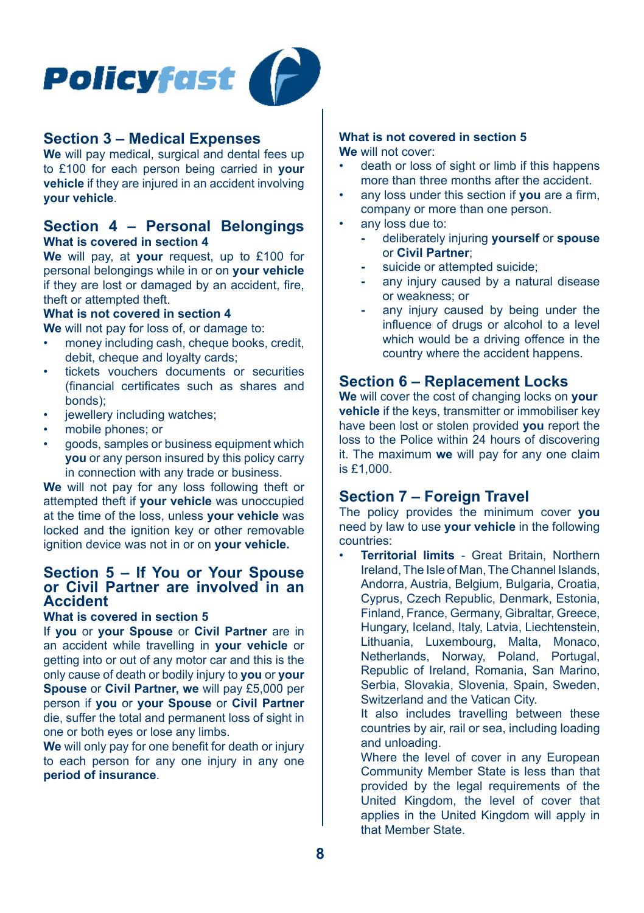## Section 3 – Medical Expenses

**We** will pay medical, surgical and dental fees up to £100 for each person being carried in **your vehicle** if they are injured in an accident involving **your vehicle**.

## Section 4 – Personal Belongings

**What is covered in section 4**

**We** will pay, at **your** request, up to £100 for personal belongings while in or on **your vehicle** if they are lost or damaged by an accident, fire, theft or attempted theft.

**What is not covered in section 4**

**We** will not pay for loss of, or damage to:

- money including cash, cheque books, credit, debit, cheque and loyalty cards;
- tickets vouchers documents or securities (financial certificates such as shares and bonds);
- jewellery including watches;
- mobile phones; or
- goods, samples or business equipment which **you** or any person insured by this policy carry in connection with any trade or business.

**We** will not pay for any loss following theft or attempted theft if **your vehicle** was unoccupied at the time of the loss, unless **your vehicle** was locked and the ignition key or other removable ignition device was not in or on **your vehicle.**

## Section 5 – If You or Your Spouse or Civil Partner are involved in an Accident

**What is covered in section 5**

If **you** or **your Spouse** or **Civil Partner** are in an accident while travelling in **your vehicle** or getting into or out of any motor car and this is the only cause of death or bodily injury to **you** or **your Spouse** or **Civil Partner, we** will pay £5,000 per person if **you** or **your Spouse** or **Civil Partner** die, suffer the total and permanent loss of sight in one or both eyes or lose any limbs.

**We** will only pay for one benefit for death or injury to each person for any one injury in any one **period of insurance**.

**What is not covered in section 5**

**We** will not cover:

- death or loss of sight or limb if this happens more than three months after the accident.
- any loss under this section if **you** are a firm, company or more than one person.
- any loss due to:
  - deliberately injuring **yourself** or **spouse** or **Civil Partner**;
  - suicide or attempted suicide;
  - any injury caused by a natural disease or weakness; or
  - any injury caused by being under the influence of drugs or alcohol to a level which would be a driving offence in the country where the accident happens.

## Section 6 – Replacement Locks

**We** will cover the cost of changing locks on **your vehicle** if the keys, transmitter or immobiliser key have been lost or stolen provided **you** report the loss to the Police within 24 hours of discovering it. The maximum **we** will pay for any one claim is £1,000.

## Section 7 – Foreign Travel

The policy provides the minimum cover **you** need by law to use **your vehicle** in the following countries:

- **Territorial limits** - Great Britain, Northern Ireland, The Isle of Man, The Channel Islands, Andorra, Austria, Belgium, Bulgaria, Croatia, Cyprus, Czech Republic, Denmark, Estonia, Finland, France, Germany, Gibraltar, Greece, Hungary, Iceland, Italy, Latvia, Liechtenstein, Lithuania, Luxembourg, Malta, Monaco, Netherlands, Norway, Poland, Portugal, Republic of Ireland, Romania, San Marino, Serbia, Slovakia, Slovenia, Spain, Sweden, Switzerland and the Vatican City.

  It also includes travelling between these countries by air, rail or sea, including loading and unloading.

  Where the level of cover in any European Community Member State is less than that provided by the legal requirements of the United Kingdom, the level of cover that applies in the United Kingdom will apply in that Member State.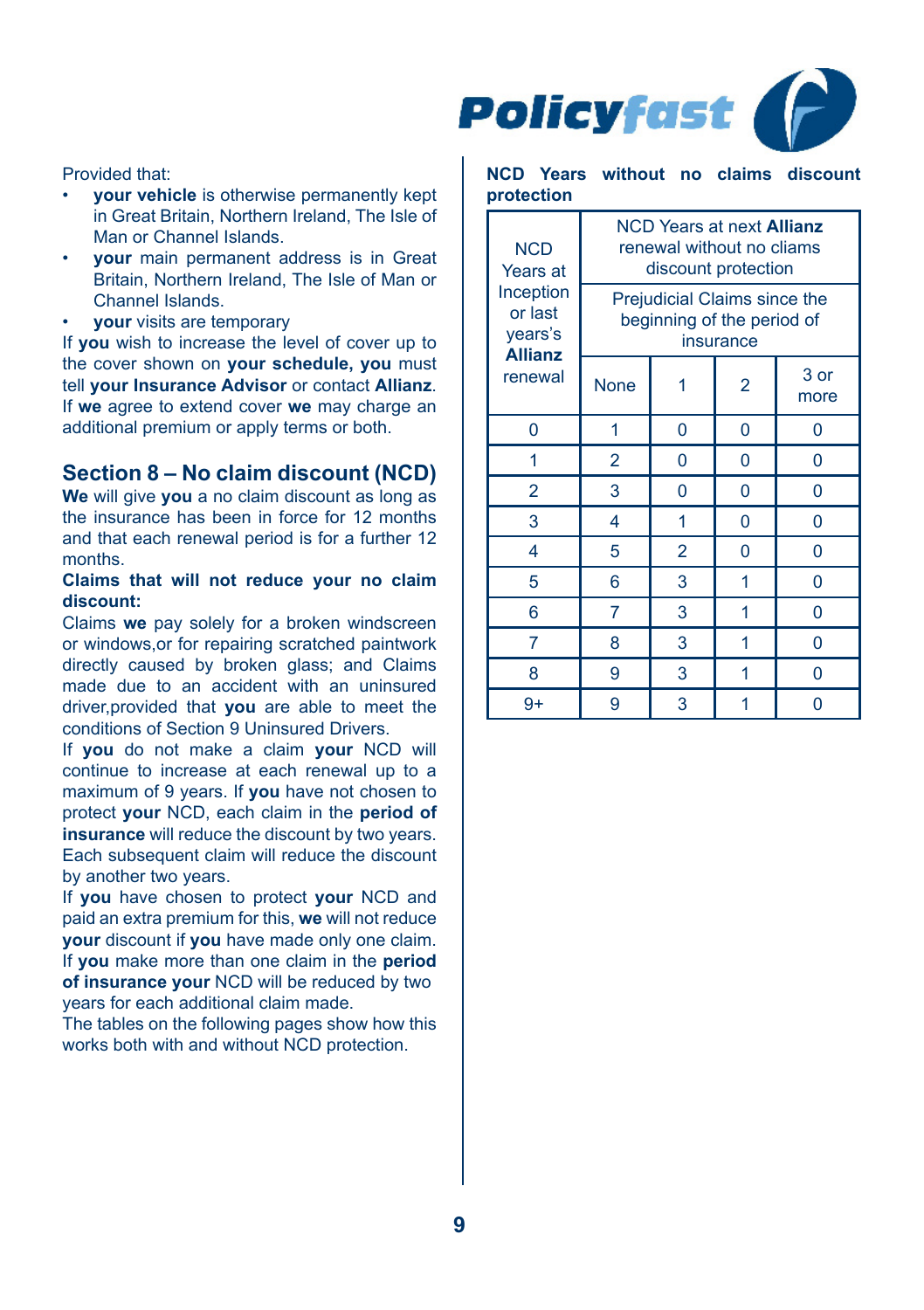Provided that:

- **your vehicle** is otherwise permanently kept in Great Britain, Northern Ireland, The Isle of Man or Channel Islands.
- **your** main permanent address is in Great Britain, Northern Ireland, The Isle of Man or Channel Islands.
- **your** visits are temporary

If **you** wish to increase the level of cover up to the cover shown on **your schedule, you** must tell **your Insurance Advisor** or contact **Allianz**. If **we** agree to extend cover **we** may charge an additional premium or apply terms or both.

## Section 8 – No claim discount (NCD)

**We** will give **you** a no claim discount as long as the insurance has been in force for 12 months and that each renewal period is for a further 12 months.

**Claims that will not reduce your no claim discount:**

Claims **we** pay solely for a broken windscreen or windows,or for repairing scratched paintwork directly caused by broken glass; and Claims made due to an accident with an uninsured driver,provided that **you** are able to meet the conditions of Section 9 Uninsured Drivers.

If **you** do not make a claim **your** NCD will continue to increase at each renewal up to a maximum of 9 years. If **you** have not chosen to protect **your** NCD, each claim in the **period of insurance** will reduce the discount by two years. Each subsequent claim will reduce the discount by another two years.

If **you** have chosen to protect **your** NCD and paid an extra premium for this, **we** will not reduce **your** discount if **you** have made only one claim. If **you** make more than one claim in the **period of insurance your** NCD will be reduced by two years for each additional claim made.

The tables on the following pages show how this works both with and without NCD protection.

**NCD Years without no claims discount protection**

| NCD Years at Inception or last years's **Allianz** renewal | NCD Years at next **Allianz** renewal without no claims discount protection | | | |
|---|---|---|---|---|
| | Prejudicial Claims since the beginning of the period of insurance | | | |
| | None | 1 | 2 | 3 or more |
| 0 | 1 | 0 | 0 | 0 |
| 1 | 2 | 0 | 0 | 0 |
| 2 | 3 | 0 | 0 | 0 |
| 3 | 4 | 1 | 0 | 0 |
| 4 | 5 | 2 | 0 | 0 |
| 5 | 6 | 3 | 1 | 0 |
| 6 | 7 | 3 | 1 | 0 |
| 7 | 8 | 3 | 1 | 0 |
| 8 | 9 | 3 | 1 | 0 |
| 9+ | 9 | 3 | 1 | 0 |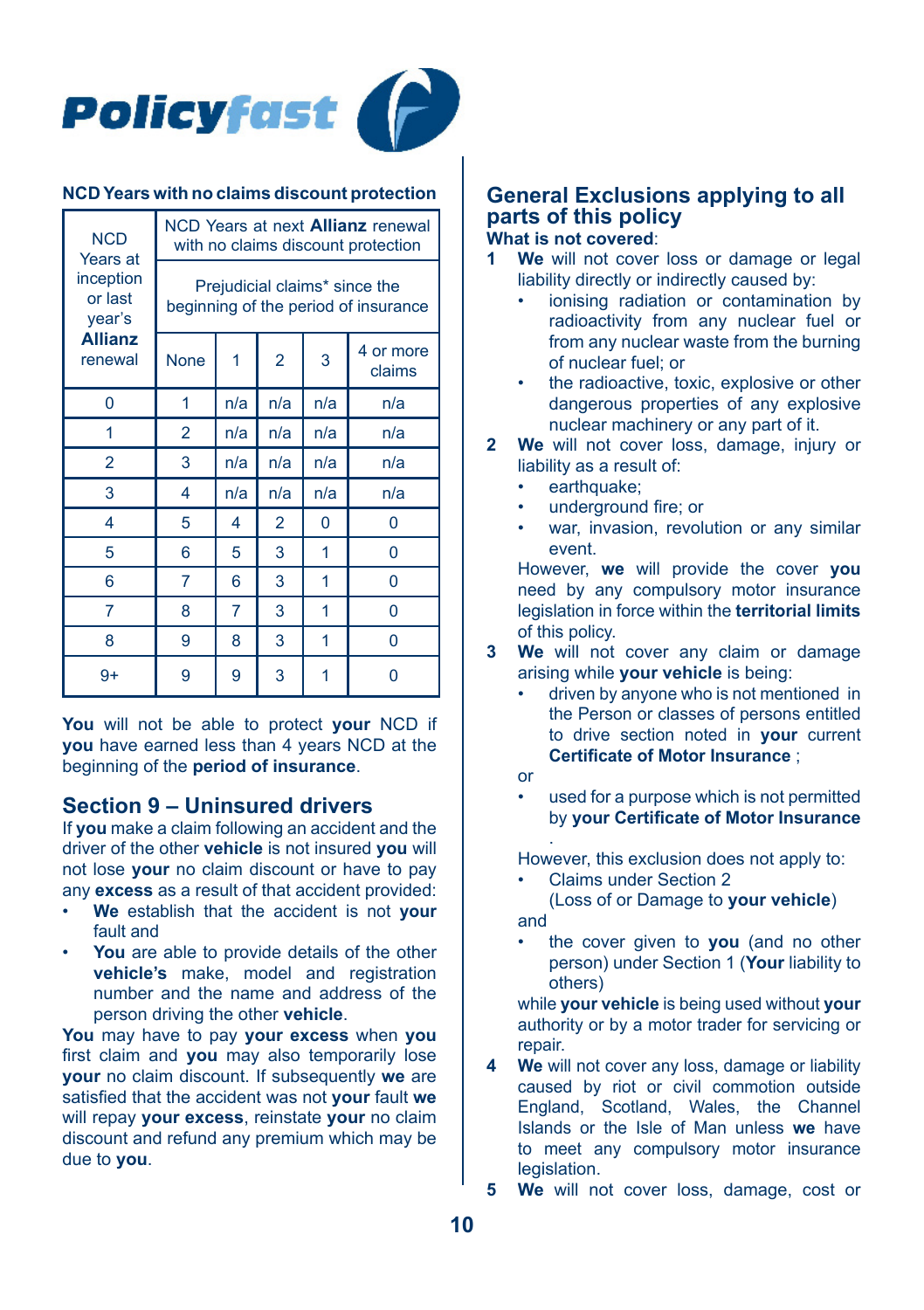**NCD Years with no claims discount protection**

| NCD Years at inception or last year's **Allianz** renewal | NCD Years at next **Allianz** renewal with no claims discount protection | | | | |
|---|---|---|---|---|---|
| | Prejudicial claims* since the beginning of the period of insurance | | | | |
| | None | 1 | 2 | 3 | 4 or more claims |
| 0 | 1 | n/a | n/a | n/a | n/a |
| 1 | 2 | n/a | n/a | n/a | n/a |
| 2 | 3 | n/a | n/a | n/a | n/a |
| 3 | 4 | n/a | n/a | n/a | n/a |
| 4 | 5 | 4 | 2 | 0 | 0 |
| 5 | 6 | 5 | 3 | 1 | 0 |
| 6 | 7 | 6 | 3 | 1 | 0 |
| 7 | 8 | 7 | 3 | 1 | 0 |
| 8 | 9 | 8 | 3 | 1 | 0 |
| 9+ | 9 | 9 | 3 | 1 | 0 |

**You** will not be able to protect **your** NCD if **you** have earned less than 4 years NCD at the beginning of the **period of insurance**.

## Section 9 – Uninsured drivers

If **you** make a claim following an accident and the driver of the other **vehicle** is not insured **you** will not lose **your** no claim discount or have to pay any **excess** as a result of that accident provided:

- **We** establish that the accident is not **your** fault and
- **You** are able to provide details of the other **vehicle's** make, model and registration number and the name and address of the person driving the other **vehicle**.

**You** may have to pay **your excess** when **you** first claim and **you** may also temporarily lose **your** no claim discount. If subsequently **we** are satisfied that the accident was not **your** fault **we** will repay **your excess**, reinstate **your** no claim discount and refund any premium which may be due to **you**.

## General Exclusions applying to all parts of this policy

**What is not covered**:

1. **We** will not cover loss or damage or legal liability directly or indirectly caused by:
   - ionising radiation or contamination by radioactivity from any nuclear fuel or from any nuclear waste from the burning of nuclear fuel; or
   - the radioactive, toxic, explosive or other dangerous properties of any explosive nuclear machinery or any part of it.
2. **We** will not cover loss, damage, injury or liability as a result of:
   - earthquake;
   - underground fire; or
   - war, invasion, revolution or any similar event.

   However, **we** will provide the cover **you** need by any compulsory motor insurance legislation in force within the **territorial limits** of this policy.
3. **We** will not cover any claim or damage arising while **your vehicle** is being:
   - driven by anyone who is not mentioned in the Person or classes of persons entitled to drive section noted in **your** current **Certificate of Motor Insurance** ;

   or

   - used for a purpose which is not permitted by **your Certificate of Motor Insurance**

   However, this exclusion does not apply to:

   - Claims under Section 2 (Loss of or Damage to **your vehicle**)

   and

   - the cover given to **you** (and no other person) under Section 1 (**Your** liability to others)

   while **your vehicle** is being used without **your** authority or by a motor trader for servicing or repair.
4. **We** will not cover any loss, damage or liability caused by riot or civil commotion outside England, Scotland, Wales, the Channel Islands or the Isle of Man unless **we** have to meet any compulsory motor insurance legislation.
5. **We** will not cover loss, damage, cost or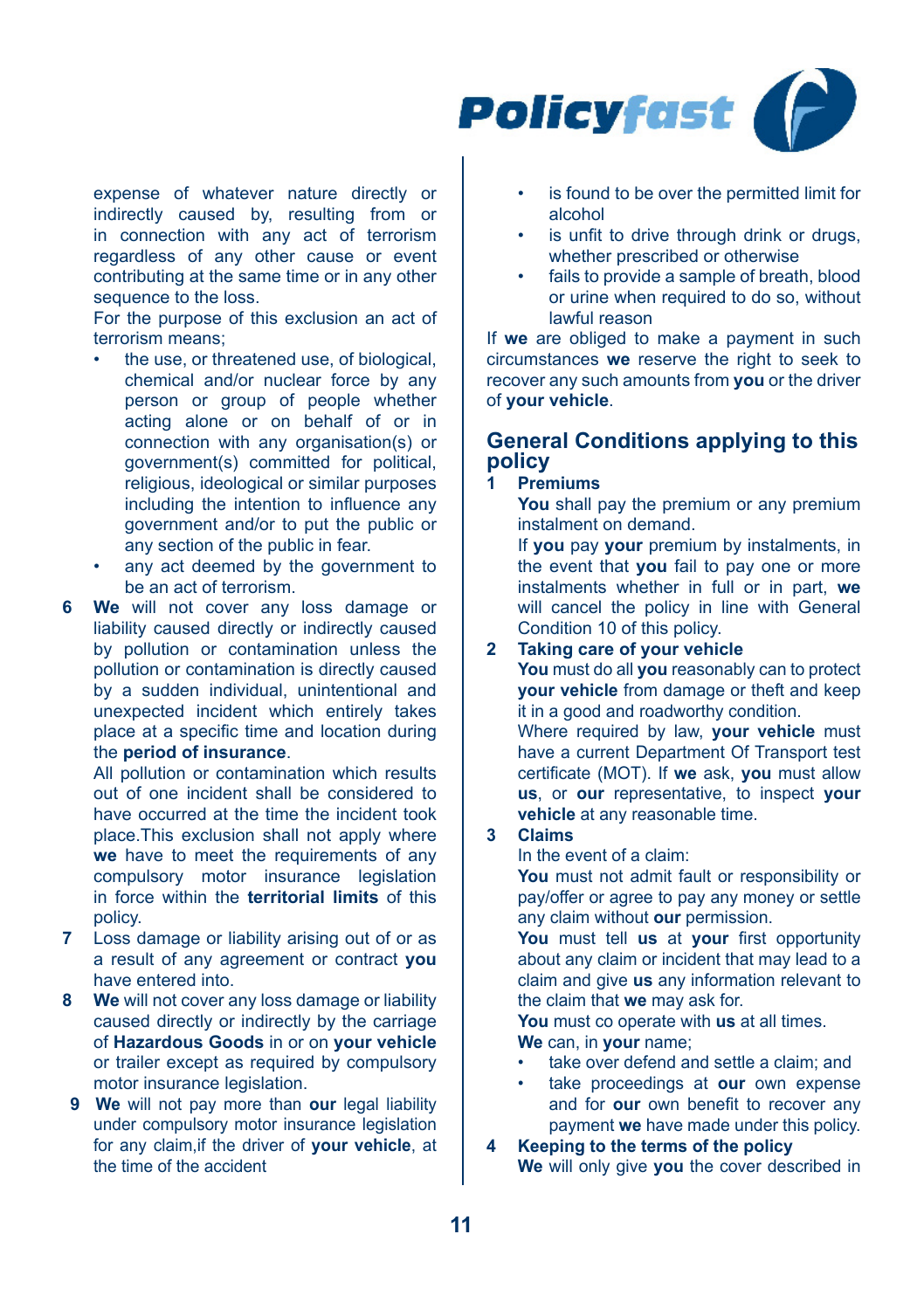expense of whatever nature directly or indirectly caused by, resulting from or in connection with any act of terrorism regardless of any other cause or event contributing at the same time or in any other sequence to the loss.

For the purpose of this exclusion an act of terrorism means;

- the use, or threatened use, of biological, chemical and/or nuclear force by any person or group of people whether acting alone or on behalf of or in connection with any organisation(s) or government(s) committed for political, religious, ideological or similar purposes including the intention to influence any government and/or to put the public or any section of the public in fear.
- any act deemed by the government to be an act of terrorism.

6 **We** will not cover any loss damage or liability caused directly or indirectly caused by pollution or contamination unless the pollution or contamination is directly caused by a sudden individual, unintentional and unexpected incident which entirely takes place at a specific time and location during the **period of insurance**.

All pollution or contamination which results out of one incident shall be considered to have occurred at the time the incident took place.This exclusion shall not apply where **we** have to meet the requirements of any compulsory motor insurance legislation in force within the **territorial limits** of this policy.

7 Loss damage or liability arising out of or as a result of any agreement or contract **you** have entered into.

8 **We** will not cover any loss damage or liability caused directly or indirectly by the carriage of **Hazardous Goods** in or on **your vehicle** or trailer except as required by compulsory motor insurance legislation.

9 **We** will not pay more than **our** legal liability under compulsory motor insurance legislation for any claim,if the driver of **your vehicle**, at the time of the accident

- is found to be over the permitted limit for alcohol
- is unfit to drive through drink or drugs, whether prescribed or otherwise
- fails to provide a sample of breath, blood or urine when required to do so, without lawful reason

If **we** are obliged to make a payment in such circumstances **we** reserve the right to seek to recover any such amounts from **you** or the driver of **your vehicle**.

## General Conditions applying to this policy

**1 Premiums**

**You** shall pay the premium or any premium instalment on demand.

If **you** pay **your** premium by instalments, in the event that **you** fail to pay one or more instalments whether in full or in part, **we** will cancel the policy in line with General Condition 10 of this policy.

**2 Taking care of your vehicle**

**You** must do all **you** reasonably can to protect **your vehicle** from damage or theft and keep it in a good and roadworthy condition.

Where required by law, **your vehicle** must have a current Department Of Transport test certificate (MOT). If **we** ask, **you** must allow **us**, or **our** representative, to inspect **your vehicle** at any reasonable time.

**3 Claims**

In the event of a claim:

**You** must not admit fault or responsibility or pay/offer or agree to pay any money or settle any claim without **our** permission.

**You** must tell **us** at **your** first opportunity about any claim or incident that may lead to a claim and give **us** any information relevant to the claim that **we** may ask for.

**You** must co operate with **us** at all times.

**We** can, in **your** name;

- take over defend and settle a claim; and
- take proceedings at **our** own expense and for **our** own benefit to recover any payment **we** have made under this policy.

**4 Keeping to the terms of the policy**

**We** will only give **you** the cover described in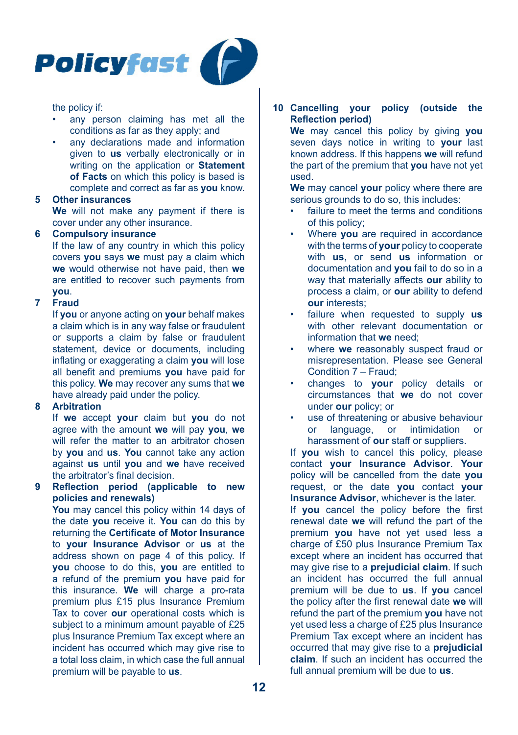the policy if:

- any person claiming has met all the conditions as far as they apply; and
- any declarations made and information given to **us** verbally electronically or in writing on the application or **Statement of Facts** on which this policy is based is complete and correct as far as **you** know.

**5 Other insurances**

**We** will not make any payment if there is cover under any other insurance.

**6 Compulsory insurance**

If the law of any country in which this policy covers **you** says **we** must pay a claim which **we** would otherwise not have paid, then **we** are entitled to recover such payments from **you**.

**7 Fraud**

If **you** or anyone acting on **your** behalf makes a claim which is in any way false or fraudulent or supports a claim by false or fraudulent statement, device or documents, including inflating or exaggerating a claim **you** will lose all benefit and premiums **you** have paid for this policy. **We** may recover any sums that **we** have already paid under the policy.

**8 Arbitration**

If **we** accept **your** claim but **you** do not agree with the amount **we** will pay **you**, **we** will refer the matter to an arbitrator chosen by **you** and **us**. **You** cannot take any action against **us** until **you** and **we** have received the arbitrator's final decision.

**9 Reflection period (applicable to new policies and renewals)**

**You** may cancel this policy within 14 days of the date **you** receive it. **You** can do this by returning the **Certificate of Motor Insurance** to **your Insurance Advisor** or **us** at the address shown on page 4 of this policy. If **you** choose to do this, **you** are entitled to a refund of the premium **you** have paid for this insurance. **We** will charge a pro-rata premium plus £15 plus Insurance Premium Tax to cover **our** operational costs which is subject to a minimum amount payable of £25 plus Insurance Premium Tax except where an incident has occurred which may give rise to a total loss claim, in which case the full annual premium will be payable to **us**.

**10 Cancelling your policy (outside the Reflection period)**

**We** may cancel this policy by giving **you** seven days notice in writing to **your** last known address. If this happens **we** will refund the part of the premium that **you** have not yet used.

**We** may cancel **your** policy where there are serious grounds to do so, this includes:

- failure to meet the terms and conditions of this policy;
- Where **you** are required in accordance with the terms of **your** policy to cooperate with **us**, or send **us** information or documentation and **you** fail to do so in a way that materially affects **our** ability to process a claim, or **our** ability to defend **our** interests;
- failure when requested to supply **us** with other relevant documentation or information that **we** need;
- where **we** reasonably suspect fraud or misrepresentation. Please see General Condition 7 – Fraud;
- changes to **your** policy details or circumstances that **we** do not cover under **our** policy; or
- use of threatening or abusive behaviour or language, or intimidation or harassment of **our** staff or suppliers.

If **you** wish to cancel this policy, please contact **your Insurance Advisor**. **Your** policy will be cancelled from the date **you** request, or the date **you** contact **your Insurance Advisor**, whichever is the later.

If **you** cancel the policy before the first renewal date **we** will refund the part of the premium **you** have not yet used less a charge of £50 plus Insurance Premium Tax except where an incident has occurred that may give rise to a **prejudicial claim**. If such an incident has occurred the full annual premium will be due to **us**. If **you** cancel the policy after the first renewal date **we** will refund the part of the premium **you** have not yet used less a charge of £25 plus Insurance Premium Tax except where an incident has occurred that may give rise to a **prejudicial claim**. If such an incident has occurred the full annual premium will be due to **us**.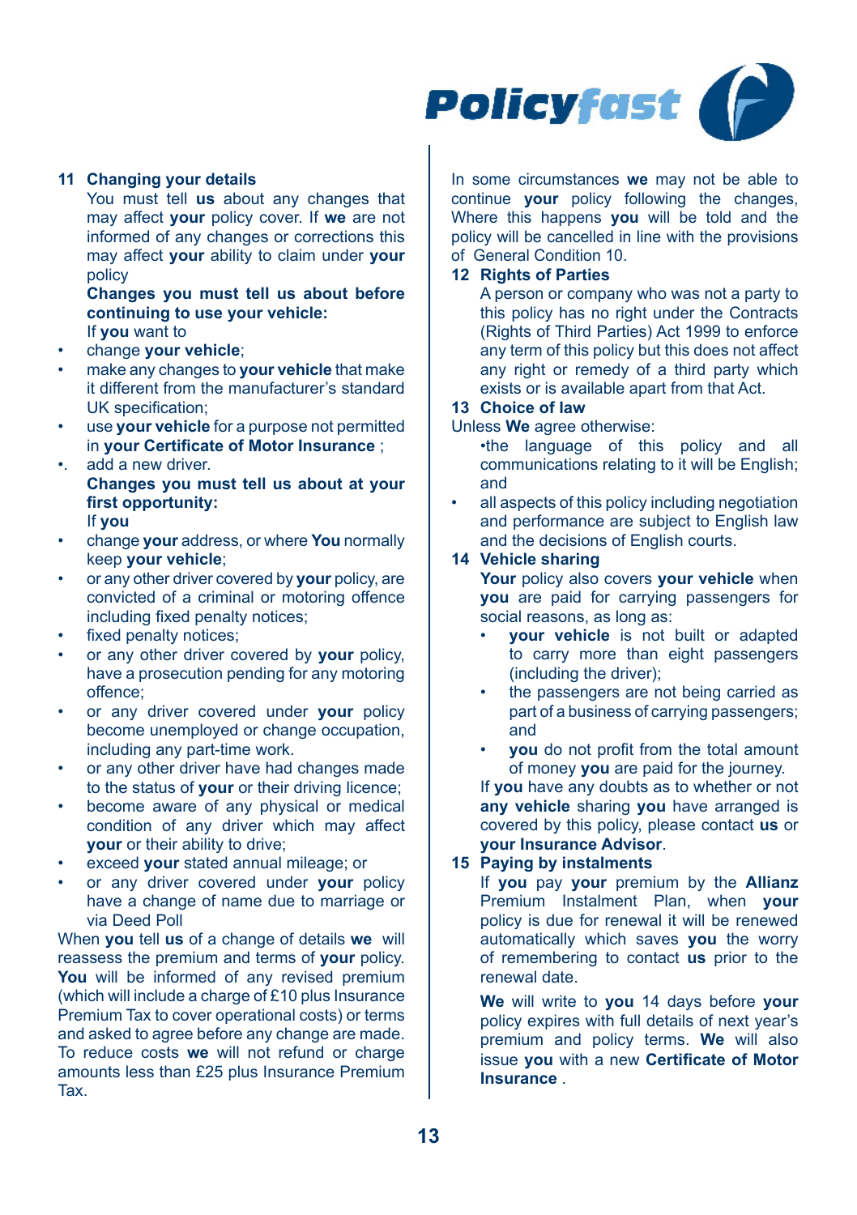### 11 Changing your details

You must tell **us** about any changes that may affect **your** policy cover. If **we** are not informed of any changes or corrections this may affect **your** ability to claim under **your** policy

**Changes you must tell us about before continuing to use your vehicle:**

If **you** want to

- change **your vehicle**;
- make any changes to **your vehicle** that make it different from the manufacturer's standard UK specification;
- use **your vehicle** for a purpose not permitted in **your Certificate of Motor Insurance** ;
- add a new driver.

**Changes you must tell us about at your first opportunity:**

If **you**

- change **your** address, or where **You** normally keep **your vehicle**;
- or any other driver covered by **your** policy, are convicted of a criminal or motoring offence including fixed penalty notices;
- fixed penalty notices;
- or any other driver covered by **your** policy, have a prosecution pending for any motoring offence;
- or any driver covered under **your** policy become unemployed or change occupation, including any part-time work.
- or any other driver have had changes made to the status of **your** or their driving licence;
- become aware of any physical or medical condition of any driver which may affect **your** or their ability to drive;
- exceed **your** stated annual mileage; or
- or any driver covered under **your** policy have a change of name due to marriage or via Deed Poll

When **you** tell **us** of a change of details **we** will reassess the premium and terms of **your** policy. **You** will be informed of any revised premium (which will include a charge of £10 plus Insurance Premium Tax to cover operational costs) or terms and asked to agree before any change are made. To reduce costs **we** will not refund or charge amounts less than £25 plus Insurance Premium Tax.

In some circumstances **we** may not be able to continue **your** policy following the changes, Where this happens **you** will be told and the policy will be cancelled in line with the provisions of General Condition 10.

### 12 Rights of Parties

A person or company who was not a party to this policy has no right under the Contracts (Rights of Third Parties) Act 1999 to enforce any term of this policy but this does not affect any right or remedy of a third party which exists or is available apart from that Act.

### 13 Choice of law

Unless **We** agree otherwise:

- the language of this policy and all communications relating to it will be English; and
- all aspects of this policy including negotiation and performance are subject to English law and the decisions of English courts.

### 14 Vehicle sharing

**Your** policy also covers **your vehicle** when **you** are paid for carrying passengers for social reasons, as long as:

- **your vehicle** is not built or adapted to carry more than eight passengers (including the driver);
- the passengers are not being carried as part of a business of carrying passengers; and
- **you** do not profit from the total amount of money **you** are paid for the journey.

If **you** have any doubts as to whether or not **any vehicle** sharing **you** have arranged is covered by this policy, please contact **us** or **your Insurance Advisor**.

### 15 Paying by instalments

If **you** pay **your** premium by the **Allianz** Premium Instalment Plan, when **your** policy is due for renewal it will be renewed automatically which saves **you** the worry of remembering to contact **us** prior to the renewal date.

**We** will write to **you** 14 days before **your** policy expires with full details of next year's premium and policy terms. **We** will also issue **you** with a new **Certificate of Motor Insurance** .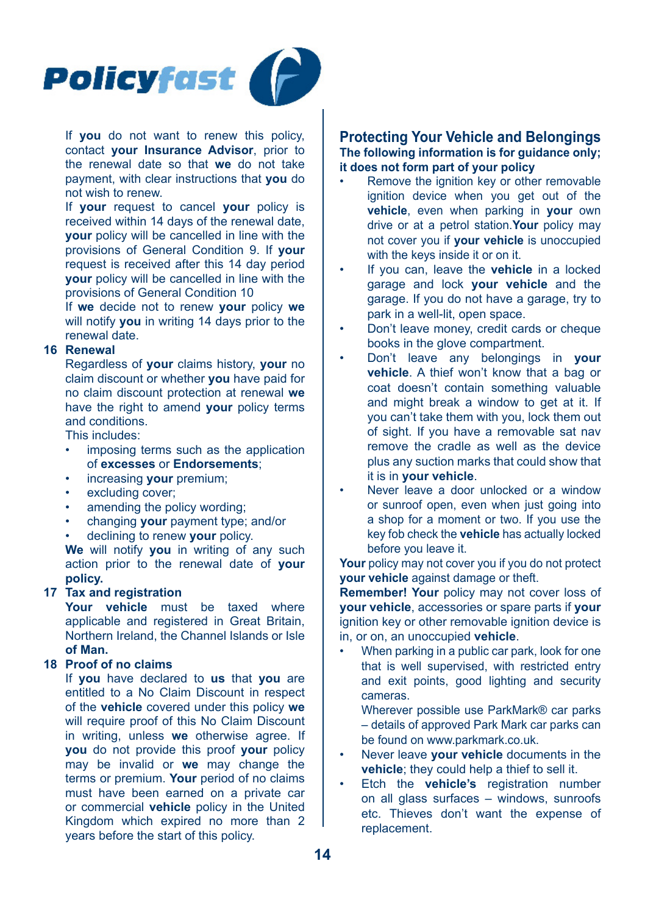If **you** do not want to renew this policy, contact **your Insurance Advisor**, prior to the renewal date so that **we** do not take payment, with clear instructions that **you** do not wish to renew.

If **your** request to cancel **your** policy is received within 14 days of the renewal date, **your** policy will be cancelled in line with the provisions of General Condition 9. If **your** request is received after this 14 day period **your** policy will be cancelled in line with the provisions of General Condition 10

If **we** decide not to renew **your** policy **we** will notify **you** in writing 14 days prior to the renewal date.

**16 Renewal**

Regardless of **your** claims history, **your** no claim discount or whether **you** have paid for no claim discount protection at renewal **we** have the right to amend **your** policy terms and conditions.

This includes:

- imposing terms such as the application of **excesses** or **Endorsements**;
- increasing **your** premium;
- excluding cover;
- amending the policy wording;
- changing **your** payment type; and/or
- declining to renew **your** policy.

**We** will notify **you** in writing of any such action prior to the renewal date of **your policy.**

**17 Tax and registration**

**Your vehicle** must be taxed where applicable and registered in Great Britain, Northern Ireland, the Channel Islands or Isle **of Man.**

**18 Proof of no claims**

If **you** have declared to **us** that **you** are entitled to a No Claim Discount in respect of the **vehicle** covered under this policy **we** will require proof of this No Claim Discount in writing, unless **we** otherwise agree. If **you** do not provide this proof **your** policy may be invalid or **we** may change the terms or premium. **Your** period of no claims must have been earned on a private car or commercial **vehicle** policy in the United Kingdom which expired no more than 2 years before the start of this policy.

## Protecting Your Vehicle and Belongings

**The following information is for guidance only; it does not form part of your policy**

- Remove the ignition key or other removable ignition device when you get out of the **vehicle**, even when parking in **your** own drive or at a petrol station.**Your** policy may not cover you if **your vehicle** is unoccupied with the keys inside it or on it.
- If you can, leave the **vehicle** in a locked garage and lock **your vehicle** and the garage. If you do not have a garage, try to park in a well-lit, open space.
- Don't leave money, credit cards or cheque books in the glove compartment.
- Don't leave any belongings in **your vehicle**. A thief won't know that a bag or coat doesn't contain something valuable and might break a window to get at it. If you can't take them with you, lock them out of sight. If you have a removable sat nav remove the cradle as well as the device plus any suction marks that could show that it is in **your vehicle**.
- Never leave a door unlocked or a window or sunroof open, even when just going into a shop for a moment or two. If you use the key fob check the **vehicle** has actually locked before you leave it.

**Your** policy may not cover you if you do not protect **your vehicle** against damage or theft.

**Remember! Your** policy may not cover loss of **your vehicle**, accessories or spare parts if **your** ignition key or other removable ignition device is in, or on, an unoccupied **vehicle**.

- When parking in a public car park, look for one that is well supervised, with restricted entry and exit points, good lighting and security cameras.

  Wherever possible use ParkMark® car parks – details of approved Park Mark car parks can be found on www.parkmark.co.uk.
- Never leave **your vehicle** documents in the **vehicle**; they could help a thief to sell it.
- Etch the **vehicle's** registration number on all glass surfaces – windows, sunroofs etc. Thieves don't want the expense of replacement.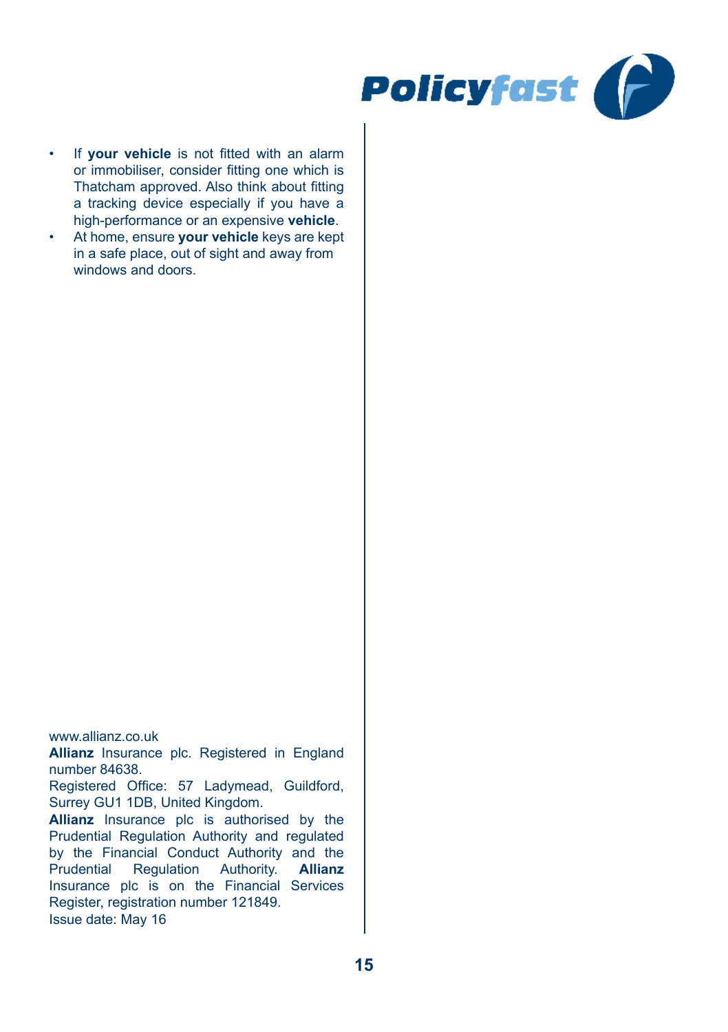- If **your vehicle** is not fitted with an alarm or immobiliser, consider fitting one which is Thatcham approved. Also think about fitting a tracking device especially if you have a high-performance or an expensive **vehicle**.
- At home, ensure **your vehicle** keys are kept in a safe place, out of sight and away from windows and doors.

www.allianz.co.uk
**Allianz** Insurance plc. Registered in England number 84638.
Registered Office: 57 Ladymead, Guildford, Surrey GU1 1DB, United Kingdom.
**Allianz** Insurance plc is authorised by the Prudential Regulation Authority and regulated by the Financial Conduct Authority and the Prudential Regulation Authority. **Allianz** Insurance plc is on the Financial Services Register, registration number 121849.
Issue date: May 16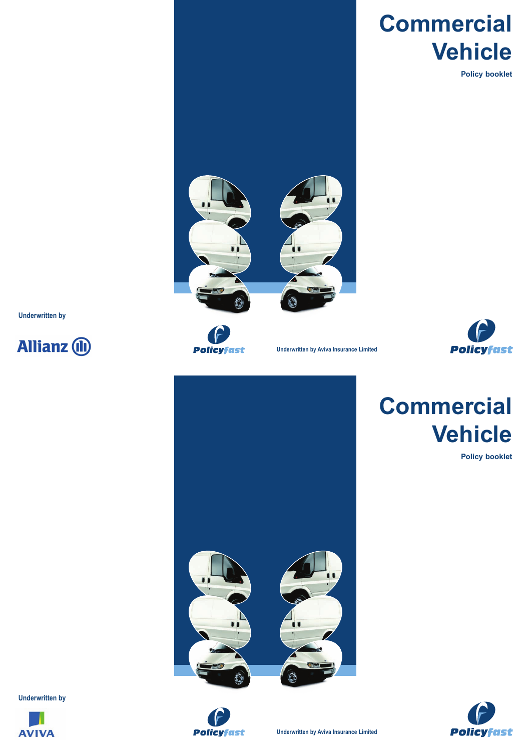# Commercial Vehicle

**Policy booklet**

Underwritten by

Allianz

Policyfast

Underwritten by Aviva Insurance Limited

Policyfast

# Commercial Vehicle

**Policy booklet**

Underwritten by

AVIVA

Policyfast

Underwritten by Aviva Insurance Limited

Policyfast